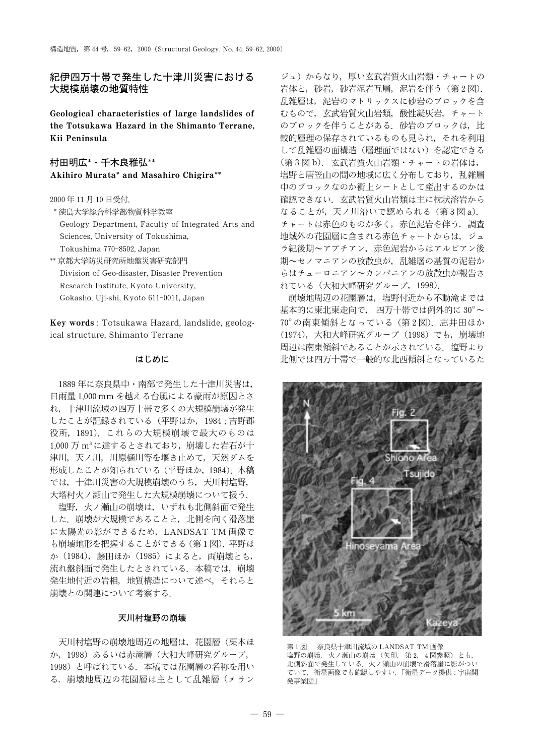# 紀伊四万十帯で発生した十津川災害における大規模崩壊の地質特性

**Geological characteristics of large landslides of the Totsukawa Hazard in the Shimanto Terrane, Kii Peninsula**

## 村田明広[*]・千木良雅弘[**]

**Akihiro Murata[*] and Masahiro Chigira[**]**

2000 年 11 月 10 日受付.

[*] 徳島大学総合科学部物質科学教室
Geology Department, Faculty of Integrated Arts and Sciences, University of Tokushima, Tokushima 770-8502, Japan

[**] 京都大学防災研究所地盤災害研究部門
Division of Geo-disaster, Disaster Prevention Research Institute, Kyoto University, Gokasho, Uji-shi, Kyoto 611-0011, Japan

**Key words** : Totsukawa Hazard, landslide, geological structure, Shimanto Terrane

## はじめに

1889 年に奈良県中・南部で発生した十津川災害は，日雨量 1,000 mm を越える台風による豪雨が原因とされ，十津川流域の四万十帯で多くの大規模崩壊が発生したことが記録されている（平野ほか，1984；吉野郡役所，1891）．これらの大規模崩壊で最大のものは 1,000 万 $m^3$ に達するとされており，崩壊した岩石が十津川，天ノ川，川原樋川等を堰き止めて，天然ダムを形成したことが知られている（平野ほか，1984）．本稿では，十津川災害の大規模崩壊のうち，天川村塩野，大塔村火ノ瀬山で発生した大規模崩壊について扱う．

塩野，火ノ瀬山の崩壊は，いずれも北側斜面で発生した．崩壊が大規模であることと，北側を向く滑落崖に太陽光の影ができるため，LANDSAT TM 画像でも崩壊地形を把握することができる（第 1 図）．平野ほか（1984），藤田ほか（1985）によると，両崩壊とも，流れ盤斜面で発生したとされている．本稿では，崩壊発生地付近の岩相，地質構造について述べ，それらと崩壊との関連について考察する．

## 天川村塩野の崩壊

天川村塩野の崩壊地周辺の地層は，花園層（栗本ほか，1998）あるいは赤滝層（大和大峰研究グループ，1998）と呼ばれている．本稿では花園層の名称を用いる．崩壊地周辺の花園層は主として乱雑層（メランジュ）からなり，厚い玄武岩質火山岩類・チャートの岩体と，砂岩，砂岩泥岩互層，泥岩を伴う（第 2 図）．乱雑層は，泥岩のマトリックスに砂岩のブロックを含むもので，玄武岩質火山岩類，酸性凝灰岩，チャートのブロックを伴うことがある．砂岩のブロックは，比較的層理の保存されているものも見られ，それを利用して乱雑層の面構造（層理面ではない）を認定できる（第 3 図 b）．玄武岩質火山岩類・チャートの岩体は，塩野と唐笠山の間の地域に広く分布しており，乱雑層中のブロックなのか衝上シートとして産出するのかは確認できない．玄武岩質火山岩類は主に枕状溶岩からなることが，天ノ川沿いで認められる（第 3 図 a）．チャートは赤色のものが多く，赤色泥岩を伴う．調査地域外の花園層に含まれる赤色チャートからは，ジュラ紀後期〜アプチアン，赤色泥岩からはアルビアン後期〜セノマニアンの放散虫が，乱雑層の基質の泥岩からはチューロニアン〜カンパニアンの放散虫が報告されている（大和大峰研究グループ，1998）．

崩壊地周辺の花園層は，塩野付近から不動滝までは基本的に東北東走向で，四万十では例外的に 30°〜70° の南東傾斜となっている（第 2 図）．志井田ほか（1974），大和大峰研究グループ（1998）でも，崩壊地周辺は南東傾斜であることが示されている．塩野より北側では四万十帯で一般的な北西傾斜となっているた

N
Fig. 2
Shiono Area
Tsujido
Fig. 4
Hinoseyama Area
5 km
Kazeya

第 1 図　奈良県十津川流域の LANDSAT TM 画像
塩野の崩壊，火ノ瀬山の崩壊（矢印，第 2，4 図参照）とも，北側斜面で発生している．火ノ瀬山の崩壊で滑落崖に影がついていて，衛星画像でも確認しやすい．「衛星データ提供：宇宙開発事業団」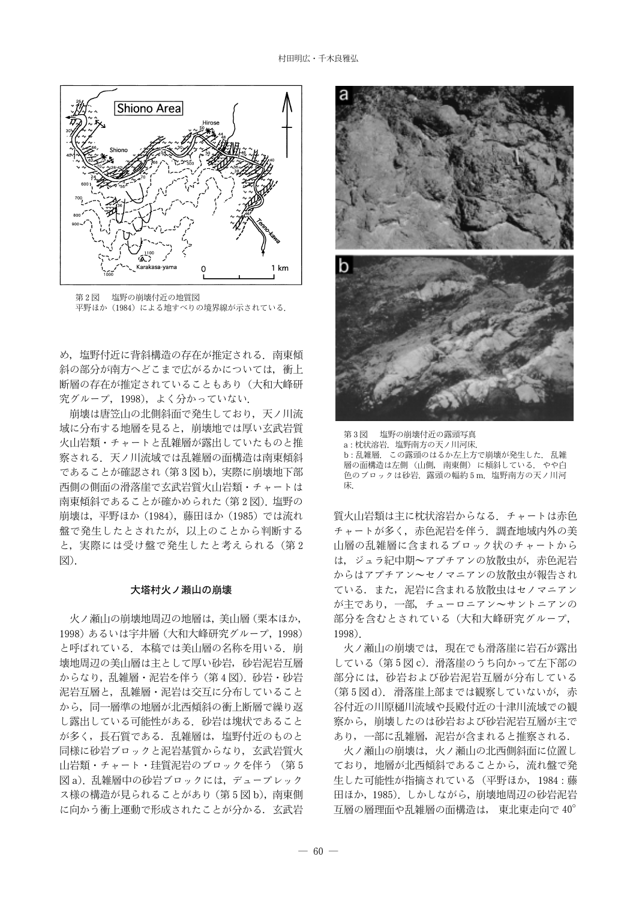第２図　塩野の崩壊付近の地質図
平野ほか（1984）による地すべりの境界線が示されている．

め，塩野付近に背斜構造の存在が推定される．南東傾斜の部分が南方へどこまで広がるかについては，衝上断層の存在が推定されていることもあり（大和大峰研究グループ，1998），よく分かっていない．

崩壊は唐笠山の北側斜面で発生しており，天ノ川流域に分布する地層を見ると，崩壊地では厚い玄武岩質火山岩類・チャートと乱雑層が露出していたものと推察される．天ノ川流域では乱雑層の面構造は南東傾斜であることが確認され（第３図ｂ），実際に崩壊地下部西側の側面の滑落崖で玄武岩質火山岩類・チャートは南東傾斜であることが確かめられた（第２図）．塩野の崩壊は，平野ほか（1984），藤田ほか（1985）では流れ盤で発生したとされたが，以上のことから判断すると，実際には受け盤で発生したと考えられる（第２図）．

## 大塔村火ノ瀬山の崩壊

火ノ瀬山の崩壊地周辺の地層は，美山層（栗本ほか，1998）あるいは宇井層（大和大峰研究グループ，1998）と呼ばれている．本稿では美山層の名称を用いる．崩壊地周辺の美山層は主として厚い砂岩，砂岩泥岩互層からなり，乱雑層・泥岩を伴う（第４図）．砂岩・砂岩泥岩互層と，乱雑層・泥岩は交互に分布していることから，同一層準の地層が北西傾斜の衝上断層で繰り返し露出している可能性がある．砂岩は塊状であることが多く，長石質である．乱雑層は，塩野付近のものと同様に砂岩ブロックと泥岩基質からなり，玄武岩質火山岩類・チャート・珪質泥岩のブロックを伴う（第５図ａ）．乱雑層中の砂岩ブロックには，デュープレックス様の構造が見られることがあり（第５図ｂ），南東側に向かう衝上運動で形成されたことが分かる．玄武岩質火山岩類は主に枕状溶岩からなる．チャートは赤色チャートが多く，赤色泥岩を伴う．調査地域内外の美山層の乱雑層に含まれるブロック状のチャートからは，ジュラ紀中期〜アプチアンの放散虫が，赤色泥岩からはアプチアン〜セノマニアンの放散虫が報告されている．また，泥岩に含まれる放散虫はセノマニアンが主であり，一部，チューロニアン〜サントニアンの部分を含むとされている（大和大峰研究グループ，1998）．

第３図　塩野の崩壊付近の露頭写真
ａ：枕状溶岩．塩野南方の天ノ川河床．
ｂ：乱雑層．この露頭のはるか左上方で崩壊が発生した．乱雑層の面構造は左側（山側，南東側）に傾斜している．やや白色のブロックは砂岩．露頭の幅約５ｍ．塩野南方の天ノ川河床．

火ノ瀬山の崩壊では，現在でも滑落崖に岩石が露出している（第５図ｃ）．滑落崖のうち向かって左下部の部分には，砂岩および砂岩泥岩互層が分布している（第５図ｄ）．滑落崖上部までは観察していないが，赤谷付近の川原樋川流域や長殿付近の十津川流域での観察から，崩壊したのは砂岩および砂岩泥岩互層が主であり，一部に乱雑層，泥岩が含まれると推察される．

火ノ瀬山の崩壊は，火ノ瀬山の北西側斜面に位置しており，地層が北西傾斜であることから，流れ盤で発生した可能性が指摘されている（平野ほか，1984：藤田ほか，1985）．しかしながら，崩壊地周辺の砂岩泥岩互層の層理面や乱雑層の面構造は，東北東走向で 40°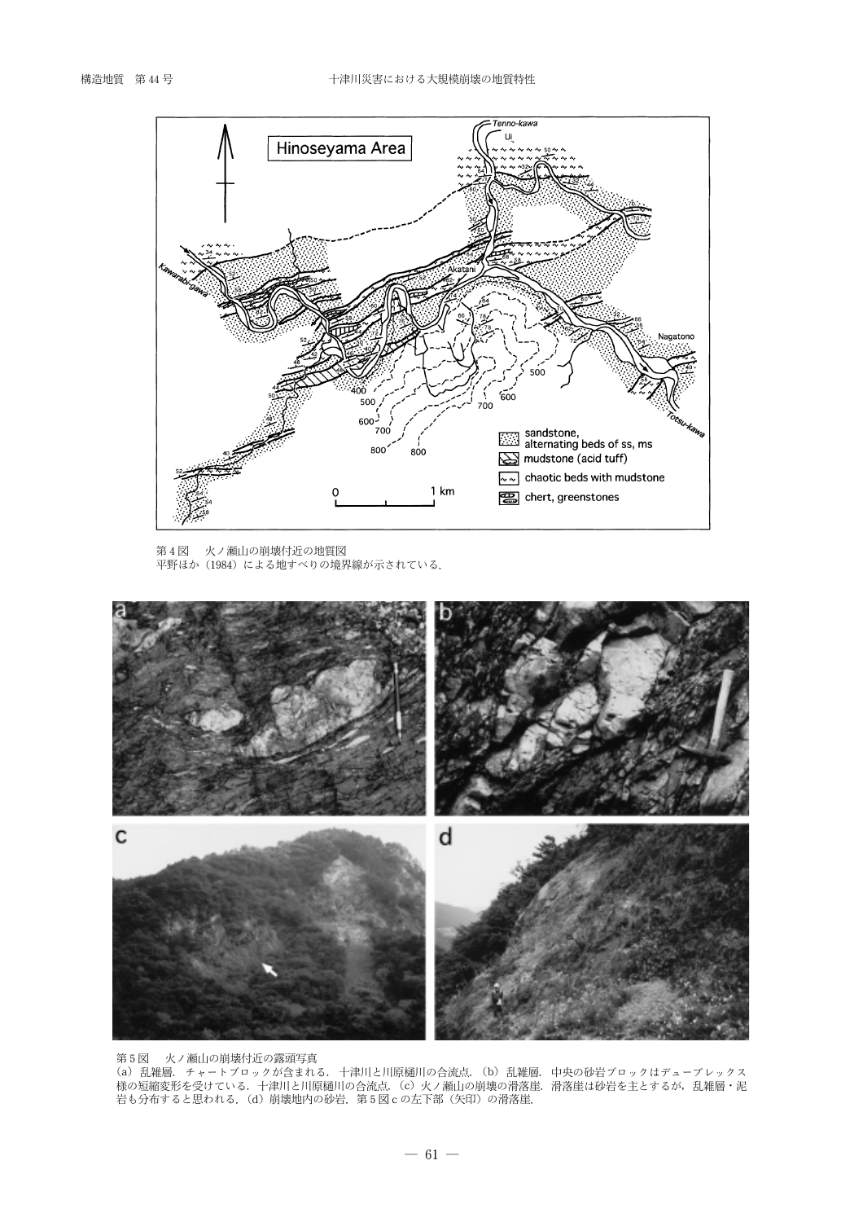Hinoseyama Area

Tenno-kawa

Ui

Akatani

Kawarabi-gawa

Nagatono

Totsu-kawa

sandstone, alternating beds of ss, ms

mudstone (acid tuff)

chaotic beds with mudstone

chert, greenstones

0

1 km

第４図　火ノ瀬山の崩壊付近の地質図
平野ほか（1984）による地すべりの境界線が示されている．

a

b

c

d

第５図　火ノ瀬山の崩壊付近の露頭写真
（a）乱雑層．チャートブロックが含まれる．十津川と川原樋川の合流点．（b）乱雑層．中央の砂岩ブロックはデュープレックス様の短縮変形を受けている．十津川と川原樋川の合流点．（c）火ノ瀬山の崩壊の滑落崖．滑落崖は砂岩を主とするが，乱雑層・泥岩も分布すると思われる．（d）崩壊地内の砂岩．第５図ｃの左下部（矢印）の滑落崖．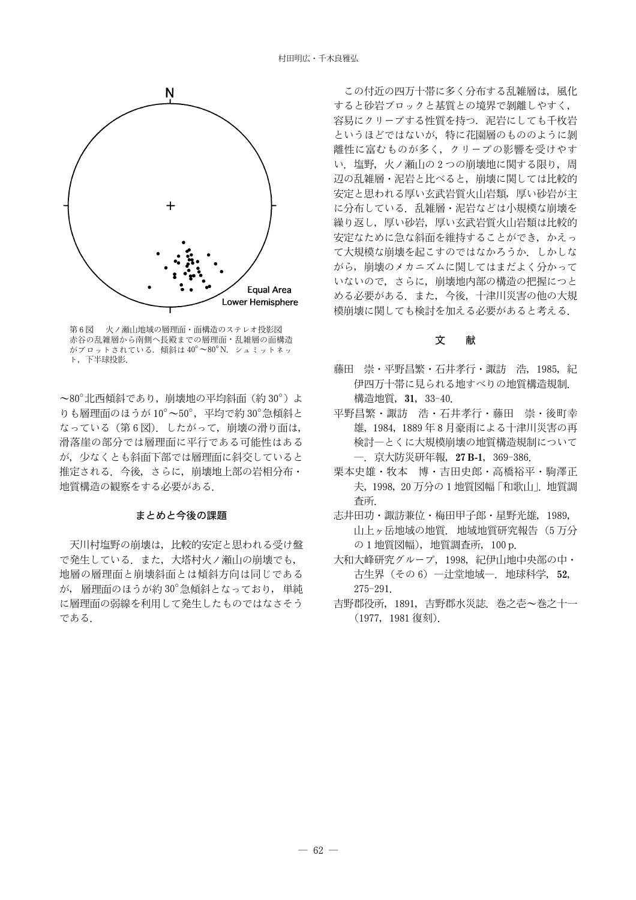N

Equal Area
Lower Hemisphere

第6図　火ノ瀬山地域の層理面・面構造のステレオ投影図
赤谷の乱雑層から南側へ長殿までの層理面・乱雑層の面構造がプロットされている．傾斜は 40°～80°N．シュミットネット，下半球投影．

～80°北西傾斜であり，崩壊地の平均斜面（約 30°）よりも層理面のほうが 10°～50°，平均で約 30°急傾斜となっている（第6図）．したがって，崩壊の滑り面は，滑落崖の部分では層理面に平行である可能性はあるが，少なくとも斜面下部では層理面に斜交していると推定される．今後，さらに，崩壊地上部の岩相分布・地質構造の観察をする必要がある．

## まとめと今後の課題

天川村塩野の崩壊は，比較的安定と思われる受け盤で発生している．また，大塔村火ノ瀬山の崩壊でも，地層の層理面と崩壊斜面とは傾斜方向は同じであるが，層理面のほうが約 30°急傾斜となっており，単純に層理面の弱線を利用して発生したものではなさそうである．

この付近の四万十帯に多く分布する乱雑層は，風化すると砂岩ブロックと基質との境界で剝離しやすく，容易にクリープする性質を持つ．泥岩にしても千枚岩というほどではないが，特に花園層のもののように剝離性に富むものが多く，クリープの影響を受けやすい．塩野，火ノ瀬山の2つの崩壊地に関する限り，周辺の乱雑層・泥岩と比べると，崩壊に関しては比較的安定と思われる厚い玄武岩質火山岩類，厚い砂岩が主に分布している．乱雑層・泥岩などは小規模な崩壊を繰り返し，厚い砂岩，厚い玄武岩質火山岩類は比較的安定なために急な斜面を維持することができ，かえって大規模な崩壊を起こすのではなかろうか．しかしながら，崩壊のメカニズムに関してはまだよく分かっていないので，さらに，崩壊地内部の構造の把握につとめる必要がある．また，今後，十津川災害の他の大規模崩壊に関しても検討を加える必要があると考える．

## 文　　献

藤田　崇・平野昌繁・石井孝行・諏訪　浩，1985，紀伊四万十帯に見られる地すべりの地質構造規制．構造地質，**31**，33-40.

平野昌繁・諏訪　浩・石井孝行・藤田　崇・後町幸雄，1984，1889 年 8 月豪雨による十津川災害の再検討―とくに大規模崩壊の地質構造規制について―．京大防災研年報，**27 B-1**，369-386.

栗本史雄・牧本　博・吉田史郎・高橋裕平・駒澤正夫，1998，20 万分の 1 地質図幅「和歌山」．地質調査所.

志井田功・諏訪兼位・梅田甲子郎・星野光雄，1989，山上ヶ岳地域の地質．地域地質研究報告（5 万分の 1 地質図幅），地質調査所，100 p.

大和大峰研究グループ，1998，紀伊山地中央部の中・古生界（その 6）―辻堂地域―．地球科学，**52**，275-291.

吉野郡役所，1891，吉野郡水災誌．巻之壱～巻之十一（1977，1981 復刻）.